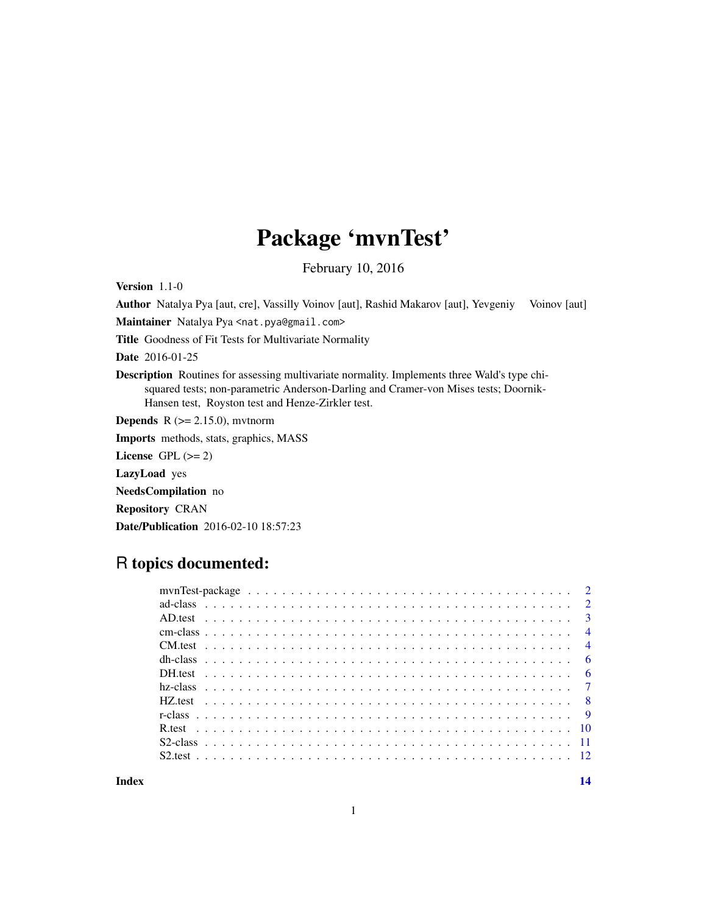# Package 'mvnTest'

February 10, 2016

**Version** 1.1-0

**Author** Natalya Pya [aut, cre], Vassilly Voinov [aut], Rashid Makarov [aut], Yevgeniy Voinov [aut]

**Maintainer** Natalya Pya <nat.pya@gmail.com>

**Title** Goodness of Fit Tests for Multivariate Normality

**Date** 2016-01-25

**Description** Routines for assessing multivariate normality. Implements three Wald's type chi-squared tests; non-parametric Anderson-Darling and Cramer-von Mises tests; Doornik-Hansen test, Royston test and Henze-Zirkler test.

**Depends** R (>= 2.15.0), mvtnorm

**Imports** methods, stats, graphics, MASS

**License** GPL (>= 2)

**LazyLoad** yes

**NeedsCompilation** no

**Repository** CRAN

**Date/Publication** 2016-02-10 18:57:23

## R topics documented:

| Topic | Page |
|---|---|
| mvnTest-package | 2 |
| ad-class | 2 |
| AD.test | 3 |
| cm-class | 4 |
| CM.test | 4 |
| dh-class | 6 |
| DH.test | 6 |
| hz-class | 7 |
| HZ.test | 8 |
| r-class | 9 |
| R.test | 10 |
| S2-class | 11 |
| S2.test | 12 |

**Index** 14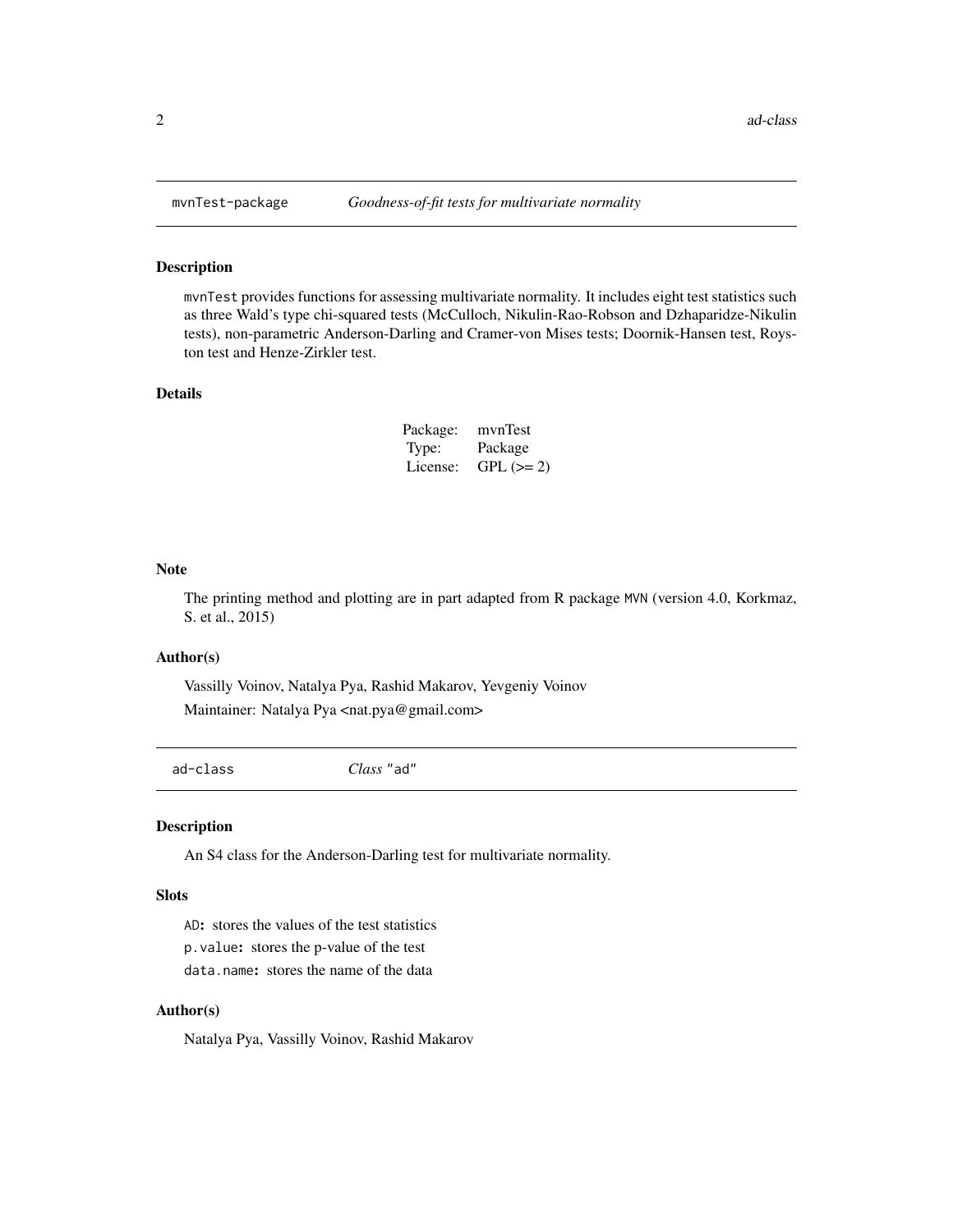# mvnTest-package — *Goodness-of-fit tests for multivariate normality*

## Description

`mvnTest` provides functions for assessing multivariate normality. It includes eight test statistics such as three Wald's type chi-squared tests (McCulloch, Nikulin-Rao-Robson and Dzhaparidze-Nikulin tests), non-parametric Anderson-Darling and Cramer-von Mises tests; Doornik-Hansen test, Royston test and Henze-Zirkler test.

## Details

| | |
|---|---|
| Package: | mvnTest |
| Type: | Package |
| License: | GPL (>= 2) |

## Note

The printing method and plotting are in part adapted from R package `MVN` (version 4.0, Korkmaz, S. et al., 2015)

## Author(s)

Vassilly Voinov, Natalya Pya, Rashid Makarov, Yevgeniy Voinov

Maintainer: Natalya Pya <nat.pya@gmail.com>

# ad-class — *Class* "ad"

## Description

An S4 class for the Anderson-Darling test for multivariate normality.

## Slots

`AD`**:** stores the values of the test statistics

`p.value`**:** stores the p-value of the test

`data.name`**:** stores the name of the data

## Author(s)

Natalya Pya, Vassilly Voinov, Rashid Makarov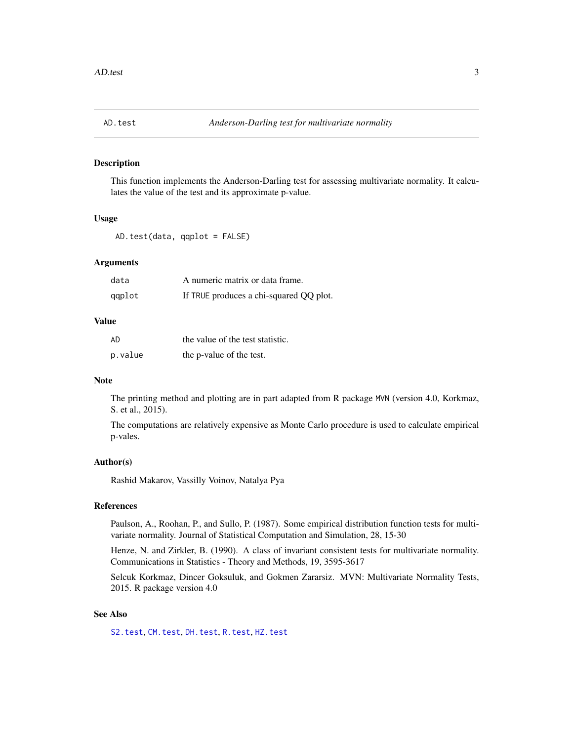# AD.test — *Anderson-Darling test for multivariate normality*

## Description

This function implements the Anderson-Darling test for assessing multivariate normality. It calculates the value of the test and its approximate p-value.

## Usage

```
AD.test(data, qqplot = FALSE)
```

## Arguments

| | |
|---|---|
| `data` | A numeric matrix or data frame. |
| `qqplot` | If `TRUE` produces a chi-squared QQ plot. |

## Value

| | |
|---|---|
| `AD` | the value of the test statistic. |
| `p.value` | the p-value of the test. |

## Note

The printing method and plotting are in part adapted from R package `MVN` (version 4.0, Korkmaz, S. et al., 2015).

The computations are relatively expensive as Monte Carlo procedure is used to calculate empirical p-vales.

## Author(s)

Rashid Makarov, Vassilly Voinov, Natalya Pya

## References

Paulson, A., Roohan, P., and Sullo, P. (1987). Some empirical distribution function tests for multivariate normality. Journal of Statistical Computation and Simulation, 28, 15-30

Henze, N. and Zirkler, B. (1990). A class of invariant consistent tests for multivariate normality. Communications in Statistics - Theory and Methods, 19, 3595-3617

Selcuk Korkmaz, Dincer Goksuluk, and Gokmen Zararsiz. MVN: Multivariate Normality Tests, 2015. R package version 4.0

## See Also

`S2.test`, `CM.test`, `DH.test`, `R.test`, `HZ.test`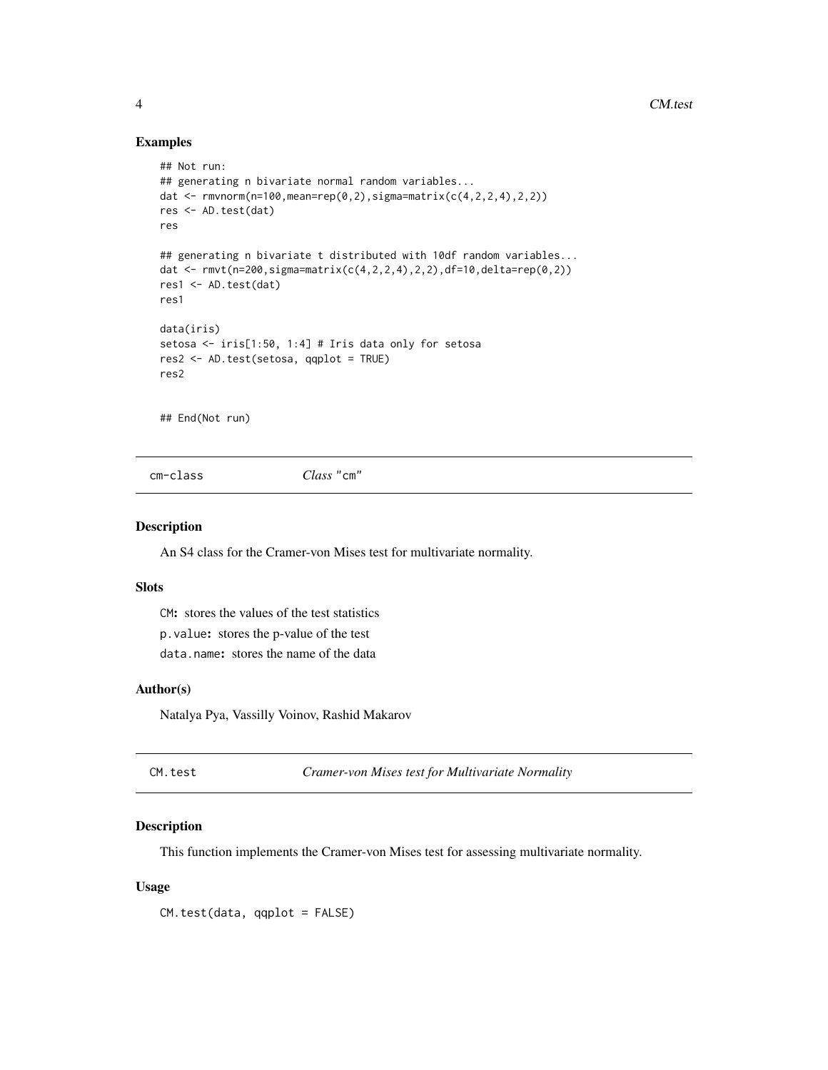### Examples

```
## Not run:
## generating n bivariate normal random variables...
dat <- rmvnorm(n=100,mean=rep(0,2),sigma=matrix(c(4,2,2,4),2,2))
res <- AD.test(dat)
res

## generating n bivariate t distributed with 10df random variables...
dat <- rmvt(n=200,sigma=matrix(c(4,2,2,4),2,2),df=10,delta=rep(0,2))
res1 <- AD.test(dat)
res1

data(iris)
setosa <- iris[1:50, 1:4] # Iris data only for setosa
res2 <- AD.test(setosa, qqplot = TRUE)
res2


## End(Not run)
```

## cm-class    *Class* "cm"

### Description

An S4 class for the Cramer-von Mises test for multivariate normality.

### Slots

`CM`**:** stores the values of the test statistics

`p.value`**:** stores the p-value of the test

`data.name`**:** stores the name of the data

### Author(s)

Natalya Pya, Vassilly Voinov, Rashid Makarov

## CM.test    *Cramer-von Mises test for Multivariate Normality*

### Description

This function implements the Cramer-von Mises test for assessing multivariate normality.

### Usage

```
CM.test(data, qqplot = FALSE)
```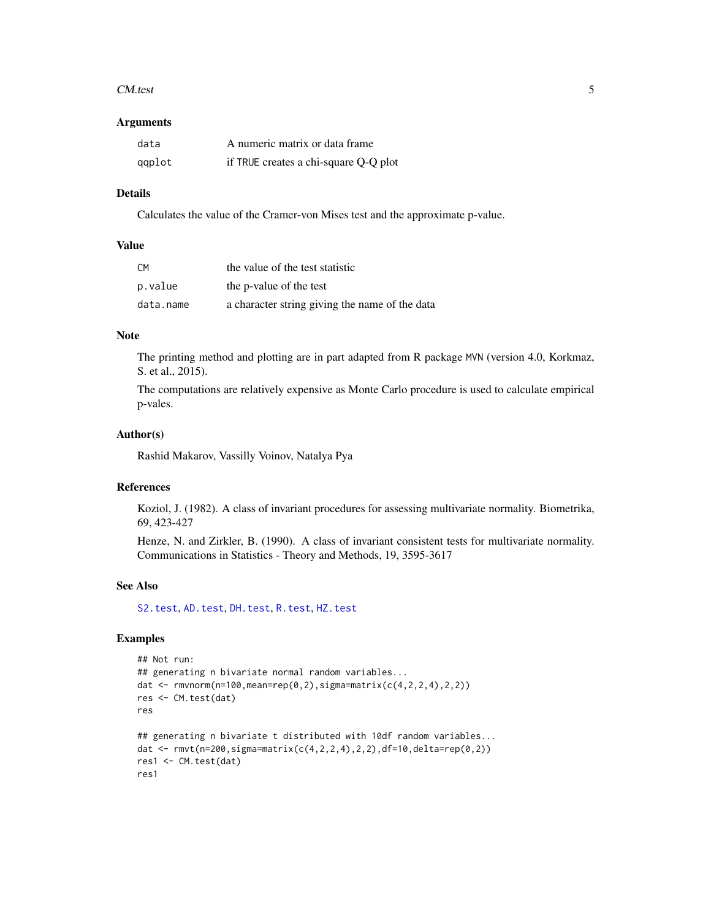### Arguments

| | |
|---|---|
| `data` | A numeric matrix or data frame |
| `qqplot` | if `TRUE` creates a chi-square Q-Q plot |

### Details

Calculates the value of the Cramer-von Mises test and the approximate p-value.

### Value

| | |
|---|---|
| `CM` | the value of the test statistic |
| `p.value` | the p-value of the test |
| `data.name` | a character string giving the name of the data |

### Note

The printing method and plotting are in part adapted from R package `MVN` (version 4.0, Korkmaz, S. et al., 2015).

The computations are relatively expensive as Monte Carlo procedure is used to calculate empirical p-vales.

### Author(s)

Rashid Makarov, Vassilly Voinov, Natalya Pya

### References

Koziol, J. (1982). A class of invariant procedures for assessing multivariate normality. Biometrika, 69, 423-427

Henze, N. and Zirkler, B. (1990). A class of invariant consistent tests for multivariate normality. Communications in Statistics - Theory and Methods, 19, 3595-3617

### See Also

`S2.test`, `AD.test`, `DH.test`, `R.test`, `HZ.test`

### Examples

```
## Not run:
## generating n bivariate normal random variables...
dat <- rmvnorm(n=100,mean=rep(0,2),sigma=matrix(c(4,2,2,4),2,2))
res <- CM.test(dat)
res

## generating n bivariate t distributed with 10df random variables...
dat <- rmvt(n=200,sigma=matrix(c(4,2,2,4),2,2),df=10,delta=rep(0,2))
res1 <- CM.test(dat)
res1
```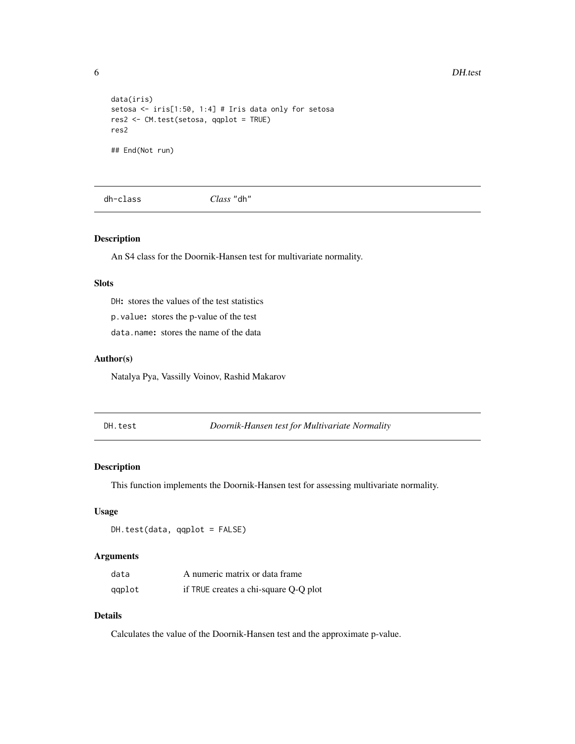```
data(iris)
setosa <- iris[1:50, 1:4] # Iris data only for setosa
res2 <- CM.test(setosa, qqplot = TRUE)
res2

## End(Not run)
```

## dh-class — *Class* "dh"

### Description

An S4 class for the Doornik-Hansen test for multivariate normality.

### Slots

`DH`**:** stores the values of the test statistics

`p.value`**:** stores the p-value of the test

`data.name`**:** stores the name of the data

### Author(s)

Natalya Pya, Vassilly Voinov, Rashid Makarov

## DH.test — *Doornik-Hansen test for Multivariate Normality*

### Description

This function implements the Doornik-Hansen test for assessing multivariate normality.

### Usage

```
DH.test(data, qqplot = FALSE)
```

### Arguments

| | |
|---|---|
| `data` | A numeric matrix or data frame |
| `qqplot` | if `TRUE` creates a chi-square Q-Q plot |

### Details

Calculates the value of the Doornik-Hansen test and the approximate p-value.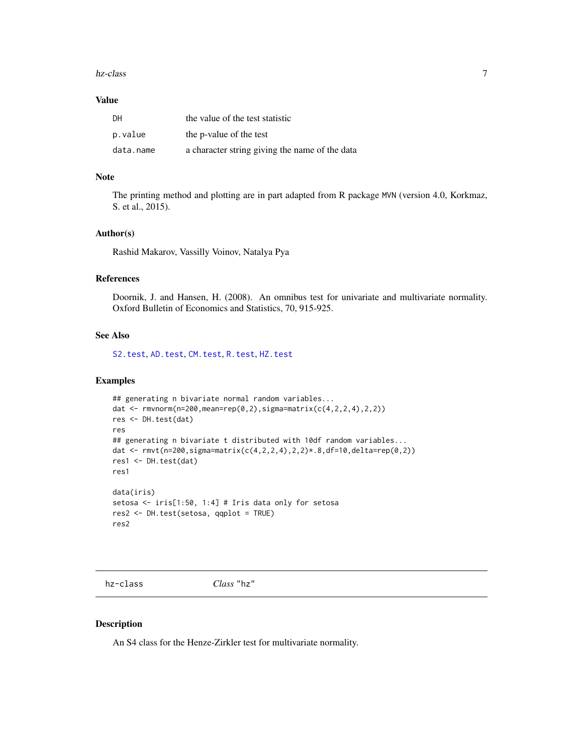### Value

| | |
|---|---|
| DH | the value of the test statistic |
| p.value | the p-value of the test |
| data.name | a character string giving the name of the data |

### Note

The printing method and plotting are in part adapted from R package MVN (version 4.0, Korkmaz, S. et al., 2015).

### Author(s)

Rashid Makarov, Vassilly Voinov, Natalya Pya

### References

Doornik, J. and Hansen, H. (2008). An omnibus test for univariate and multivariate normality. Oxford Bulletin of Economics and Statistics, 70, 915-925.

### See Also

S2.test, AD.test, CM.test, R.test, HZ.test

### Examples

```
## generating n bivariate normal random variables...
dat <- rmvnorm(n=200,mean=rep(0,2),sigma=matrix(c(4,2,2,4),2,2))
res <- DH.test(dat)
res
## generating n bivariate t distributed with 10df random variables...
dat <- rmvt(n=200,sigma=matrix(c(4,2,2,4),2,2)*.8,df=10,delta=rep(0,2))
res1 <- DH.test(dat)
res1

data(iris)
setosa <- iris[1:50, 1:4] # Iris data only for setosa
res2 <- DH.test(setosa, qqplot = TRUE)
res2
```

---

## hz-class *Class* "hz"

### Description

An S4 class for the Henze-Zirkler test for multivariate normality.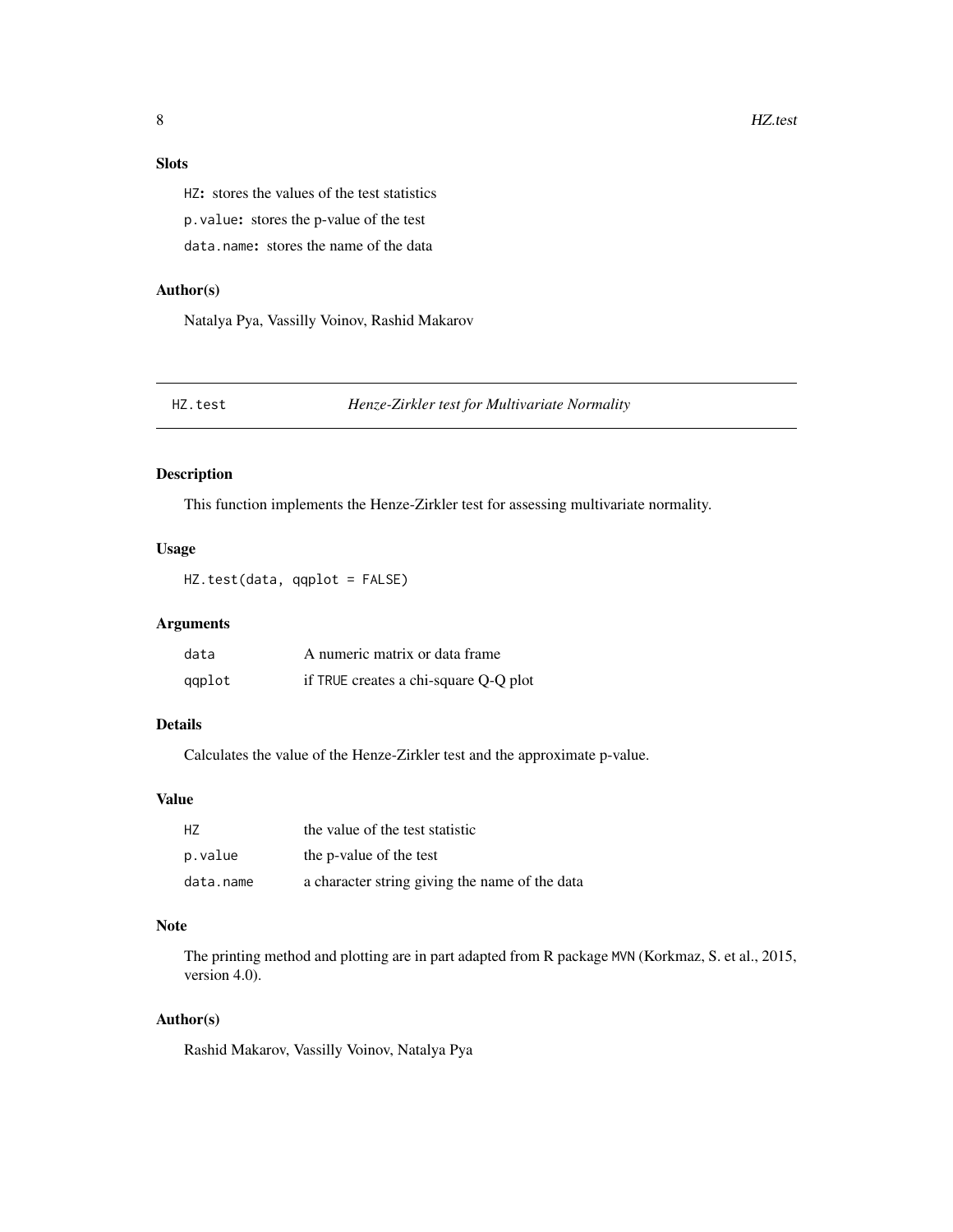### Slots

`HZ`: stores the values of the test statistics

`p.value`: stores the p-value of the test

`data.name`: stores the name of the data

### Author(s)

Natalya Pya, Vassilly Voinov, Rashid Makarov

---

## HZ.test — *Henze-Zirkler test for Multivariate Normality*

---

### Description

This function implements the Henze-Zirkler test for assessing multivariate normality.

### Usage

```
HZ.test(data, qqplot = FALSE)
```

### Arguments

| | |
|---|---|
| `data` | A numeric matrix or data frame |
| `qqplot` | if `TRUE` creates a chi-square Q-Q plot |

### Details

Calculates the value of the Henze-Zirkler test and the approximate p-value.

### Value

| | |
|---|---|
| `HZ` | the value of the test statistic |
| `p.value` | the p-value of the test |
| `data.name` | a character string giving the name of the data |

### Note

The printing method and plotting are in part adapted from R package `MVN` (Korkmaz, S. et al., 2015, version 4.0).

### Author(s)

Rashid Makarov, Vassilly Voinov, Natalya Pya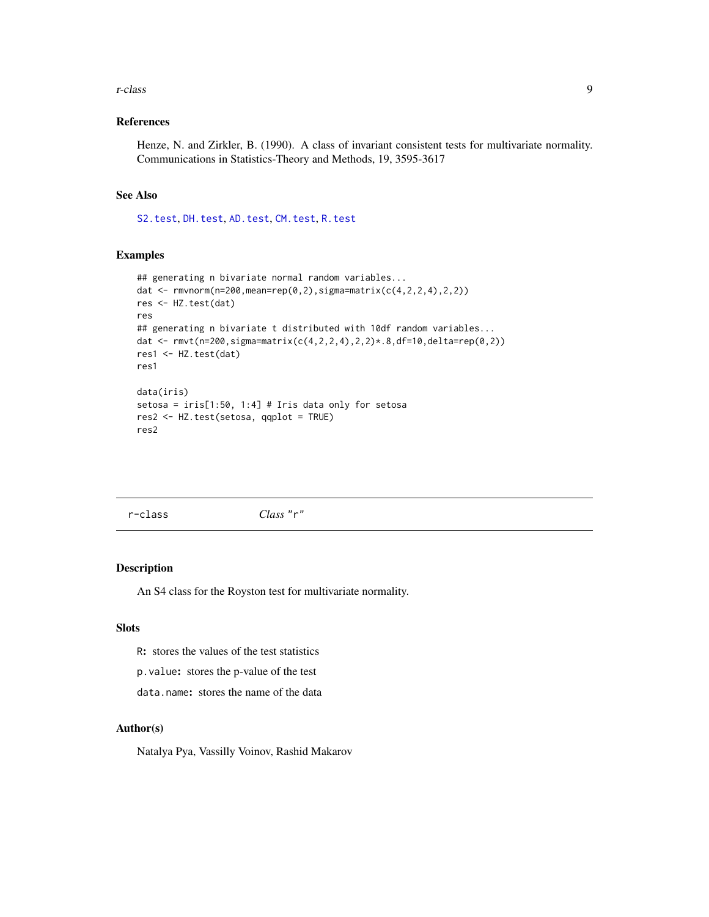### References

Henze, N. and Zirkler, B. (1990). A class of invariant consistent tests for multivariate normality. Communications in Statistics-Theory and Methods, 19, 3595-3617

### See Also

S2.test, DH.test, AD.test, CM.test, R.test

### Examples

```
## generating n bivariate normal random variables...
dat <- rmvnorm(n=200,mean=rep(0,2),sigma=matrix(c(4,2,2,4),2,2))
res <- HZ.test(dat)
res
## generating n bivariate t distributed with 10df random variables...
dat <- rmvt(n=200,sigma=matrix(c(4,2,2,4),2,2)*.8,df=10,delta=rep(0,2))
res1 <- HZ.test(dat)
res1

data(iris)
setosa = iris[1:50, 1:4] # Iris data only for setosa
res2 <- HZ.test(setosa, qqplot = TRUE)
res2
```

---

## r-class &nbsp;&nbsp;&nbsp;&nbsp; *Class* "r"

### Description

An S4 class for the Royston test for multivariate normality.

### Slots

R: stores the values of the test statistics

p.value: stores the p-value of the test

data.name: stores the name of the data

### Author(s)

Natalya Pya, Vassilly Voinov, Rashid Makarov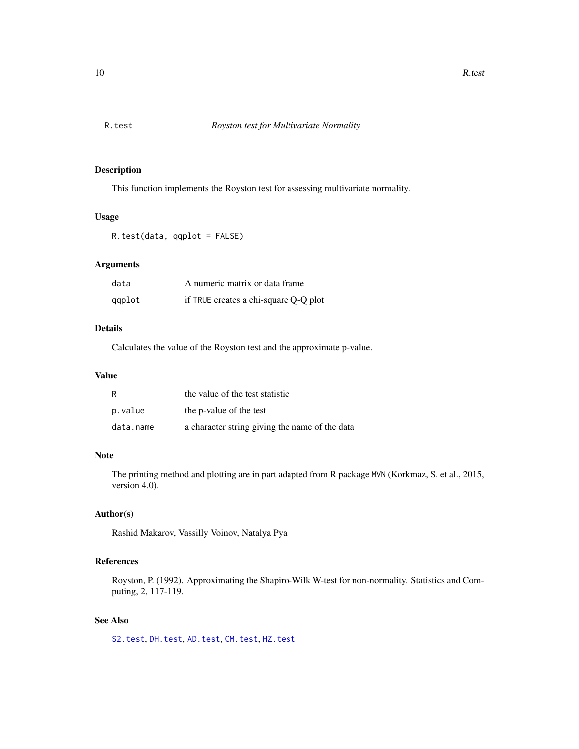R.test *Royston test for Multivariate Normality*

## Description

This function implements the Royston test for assessing multivariate normality.

## Usage

```
R.test(data, qqplot = FALSE)
```

## Arguments

| | |
|---|---|
| `data` | A numeric matrix or data frame |
| `qqplot` | if `TRUE` creates a chi-square Q-Q plot |

## Details

Calculates the value of the Royston test and the approximate p-value.

## Value

| | |
|---|---|
| `R` | the value of the test statistic |
| `p.value` | the p-value of the test |
| `data.name` | a character string giving the name of the data |

## Note

The printing method and plotting are in part adapted from R package `MVN` (Korkmaz, S. et al., 2015, version 4.0).

## Author(s)

Rashid Makarov, Vassilly Voinov, Natalya Pya

## References

Royston, P. (1992). Approximating the Shapiro-Wilk W-test for non-normality. Statistics and Computing, 2, 117-119.

## See Also

`S2.test`, `DH.test`, `AD.test`, `CM.test`, `HZ.test`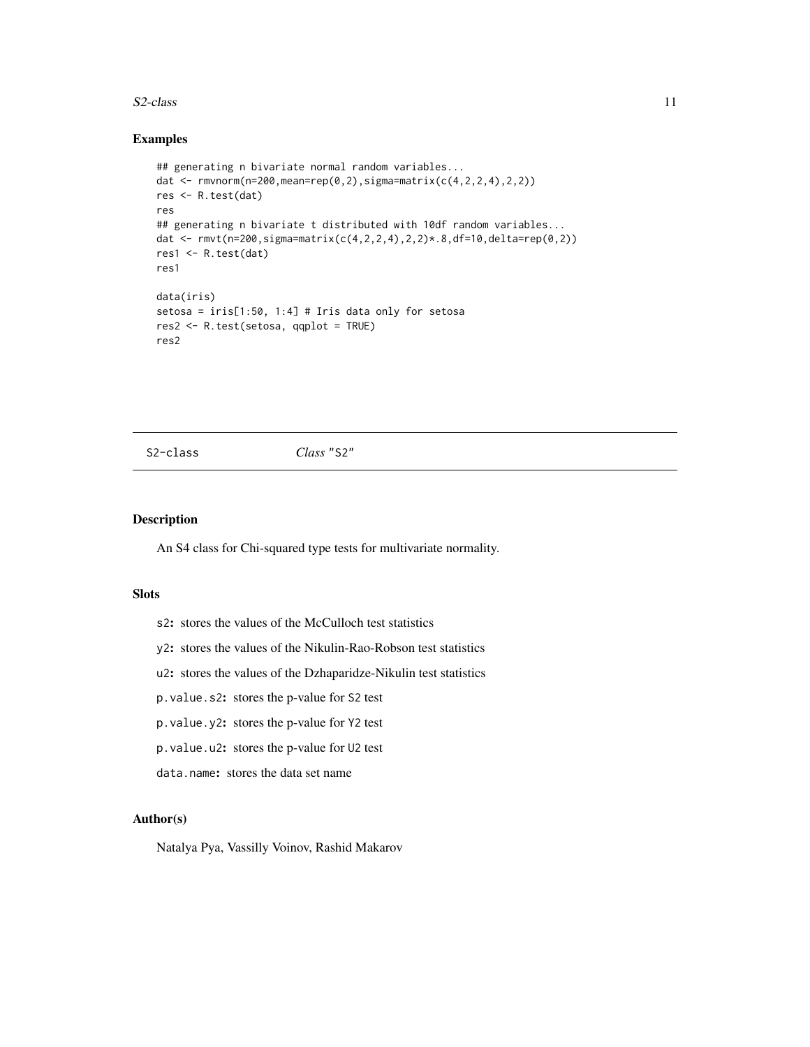### Examples

```
## generating n bivariate normal random variables...
dat <- rmvnorm(n=200,mean=rep(0,2),sigma=matrix(c(4,2,2,4),2,2))
res <- R.test(dat)
res
## generating n bivariate t distributed with 10df random variables...
dat <- rmvt(n=200,sigma=matrix(c(4,2,2,4),2,2)*.8,df=10,delta=rep(0,2))
res1 <- R.test(dat)
res1

data(iris)
setosa = iris[1:50, 1:4] # Iris data only for setosa
res2 <- R.test(setosa, qqplot = TRUE)
res2
```

---

## S2-class *Class "S2"*

### Description

An S4 class for Chi-squared type tests for multivariate normality.

### Slots

- `s2`**:** stores the values of the McCulloch test statistics
- `y2`**:** stores the values of the Nikulin-Rao-Robson test statistics
- `u2`**:** stores the values of the Dzhaparidze-Nikulin test statistics
- `p.value.s2`**:** stores the p-value for `S2` test
- `p.value.y2`**:** stores the p-value for `Y2` test
- `p.value.u2`**:** stores the p-value for `U2` test
- `data.name`**:** stores the data set name

### Author(s)

Natalya Pya, Vassilly Voinov, Rashid Makarov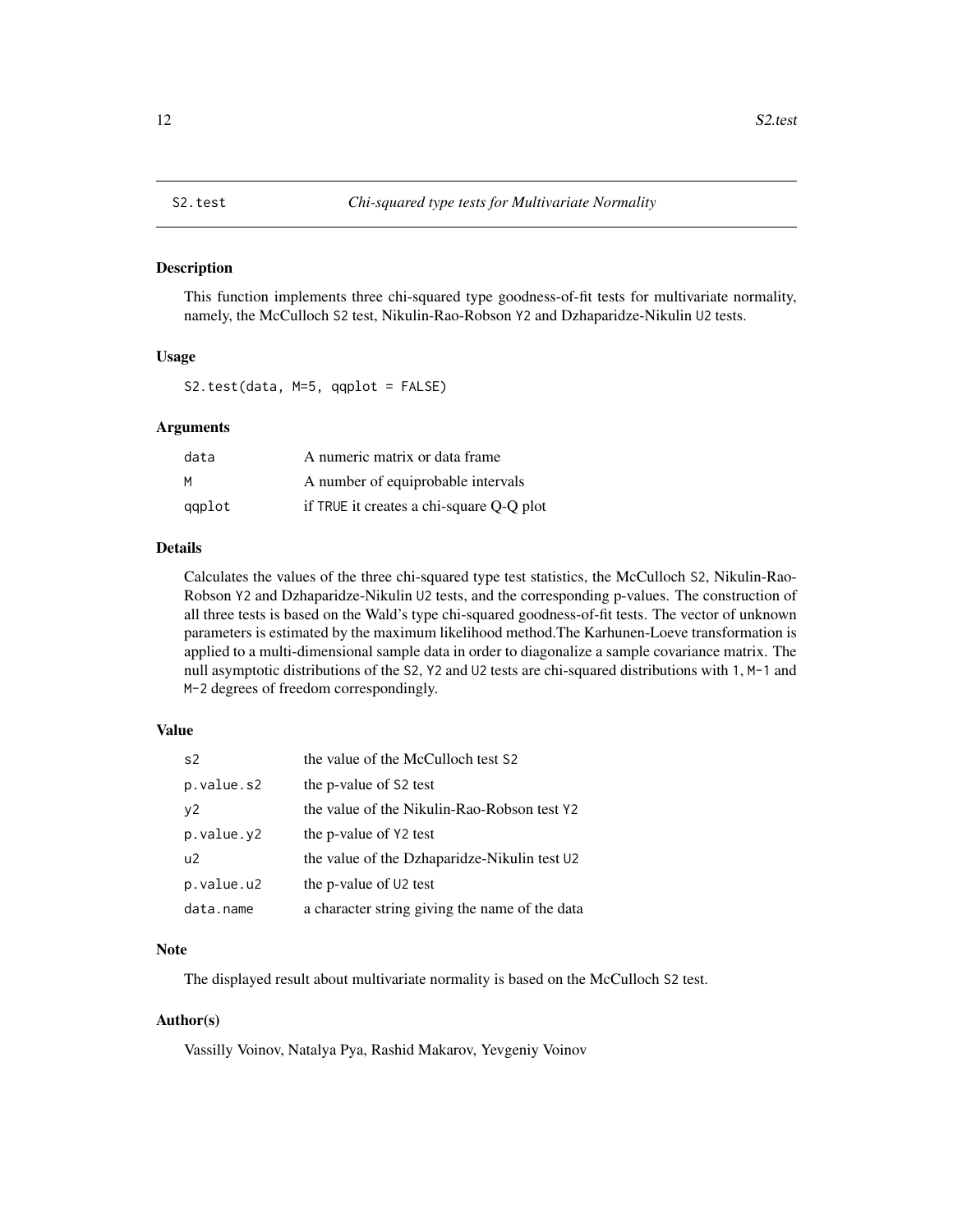# S2.test — *Chi-squared type tests for Multivariate Normality*

## Description

This function implements three chi-squared type goodness-of-fit tests for multivariate normality, namely, the McCulloch S2 test, Nikulin-Rao-Robson Y2 and Dzhaparidze-Nikulin U2 tests.

## Usage

```
S2.test(data, M=5, qqplot = FALSE)
```

## Arguments

| | |
|---|---|
| data | A numeric matrix or data frame |
| M | A number of equiprobable intervals |
| qqplot | if TRUE it creates a chi-square Q-Q plot |

## Details

Calculates the values of the three chi-squared type test statistics, the McCulloch S2, Nikulin-Rao-Robson Y2 and Dzhaparidze-Nikulin U2 tests, and the corresponding p-values. The construction of all three tests is based on the Wald's type chi-squared goodness-of-fit tests. The vector of unknown parameters is estimated by the maximum likelihood method.The Karhunen-Loeve transformation is applied to a multi-dimensional sample data in order to diagonalize a sample covariance matrix. The null asymptotic distributions of the S2, Y2 and U2 tests are chi-squared distributions with 1, M-1 and M-2 degrees of freedom correspondingly.

## Value

| | |
|---|---|
| s2 | the value of the McCulloch test S2 |
| p.value.s2 | the p-value of S2 test |
| y2 | the value of the Nikulin-Rao-Robson test Y2 |
| p.value.y2 | the p-value of Y2 test |
| u2 | the value of the Dzhaparidze-Nikulin test U2 |
| p.value.u2 | the p-value of U2 test |
| data.name | a character string giving the name of the data |

## Note

The displayed result about multivariate normality is based on the McCulloch S2 test.

## Author(s)

Vassilly Voinov, Natalya Pya, Rashid Makarov, Yevgeniy Voinov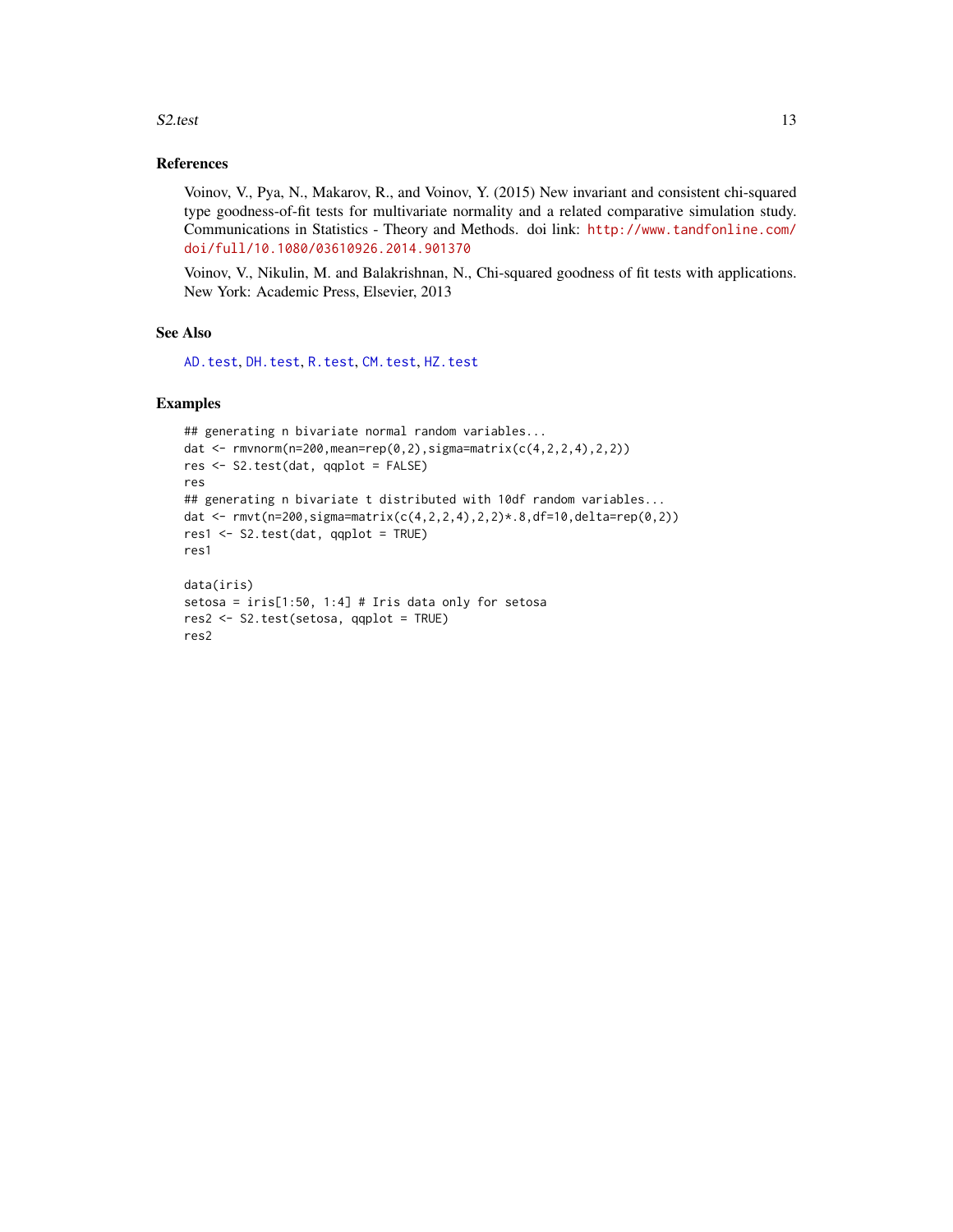## References

Voinov, V., Pya, N., Makarov, R., and Voinov, Y. (2015) New invariant and consistent chi-squared type goodness-of-fit tests for multivariate normality and a related comparative simulation study. Communications in Statistics - Theory and Methods. doi link: http://www.tandfonline.com/doi/full/10.1080/03610926.2014.901370

Voinov, V., Nikulin, M. and Balakrishnan, N., Chi-squared goodness of fit tests with applications. New York: Academic Press, Elsevier, 2013

## See Also

AD.test, DH.test, R.test, CM.test, HZ.test

## Examples

```
## generating n bivariate normal random variables...
dat <- rmvnorm(n=200,mean=rep(0,2),sigma=matrix(c(4,2,2,4),2,2))
res <- S2.test(dat, qqplot = FALSE)
res
## generating n bivariate t distributed with 10df random variables...
dat <- rmvt(n=200,sigma=matrix(c(4,2,2,4),2,2)*.8,df=10,delta=rep(0,2))
res1 <- S2.test(dat, qqplot = TRUE)
res1

data(iris)
setosa = iris[1:50, 1:4] # Iris data only for setosa
res2 <- S2.test(setosa, qqplot = TRUE)
res2
```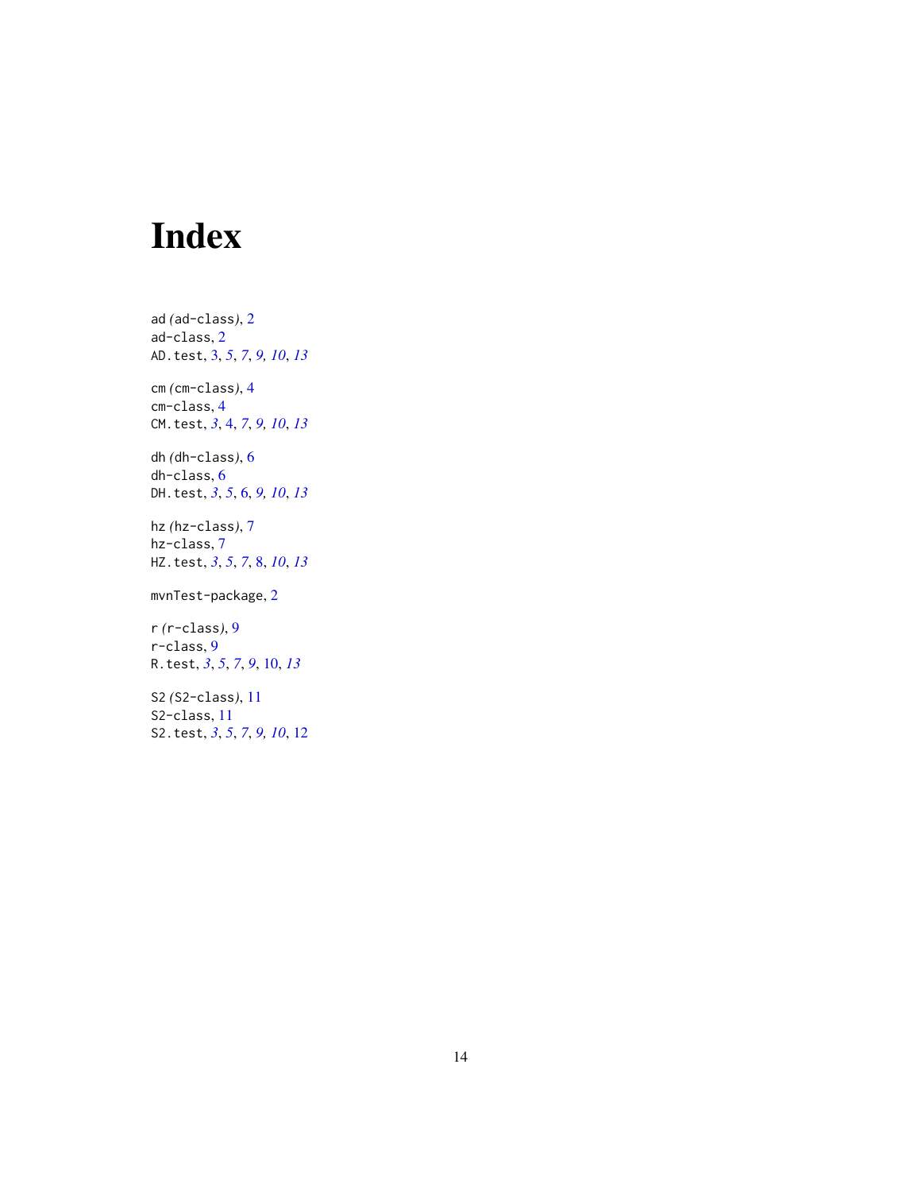# Index

ad *(*ad-class*)*, 2
ad-class, 2
AD.test, 3, *5*, *7*, *9*, *10*, *13*

cm *(*cm-class*)*, 4
cm-class, 4
CM.test, *3*, 4, *7*, *9*, *10*, *13*

dh *(*dh-class*)*, 6
dh-class, 6
DH.test, *3*, *5*, 6, *9*, *10*, *13*

hz *(*hz-class*)*, 7
hz-class, 7
HZ.test, *3*, *5*, *7*, 8, *10*, *13*

mvnTest-package, 2

r *(*r-class*)*, 9
r-class, 9
R.test, *3*, *5*, *7*, *9*, 10, *13*

S2 *(*S2-class*)*, 11
S2-class, 11
S2.test, *3*, *5*, *7*, *9*, *10*, 12